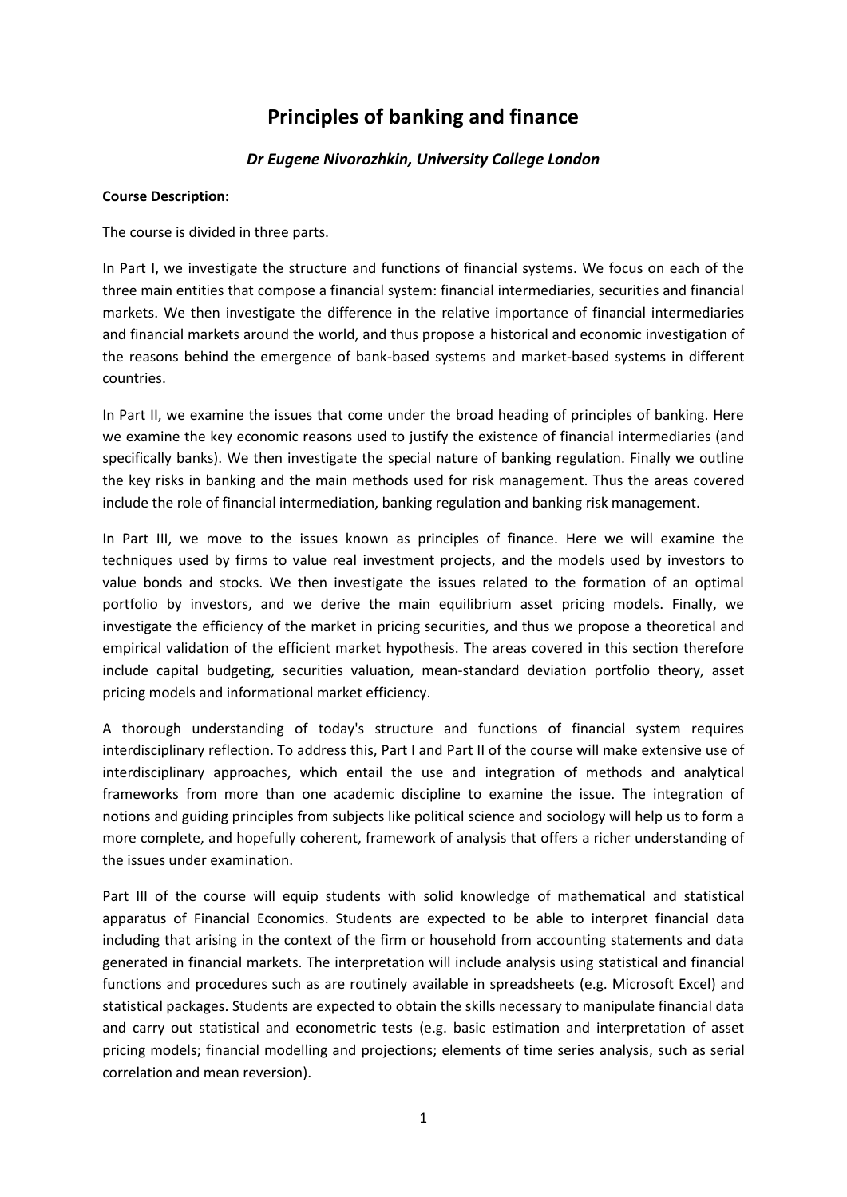# Principles of banking and finance

***Dr Eugene Nivorozhkin, University College London***

**Course Description:**

The course is divided in three parts.

In Part I, we investigate the structure and functions of financial systems. We focus on each of the three main entities that compose a financial system: financial intermediaries, securities and financial markets. We then investigate the difference in the relative importance of financial intermediaries and financial markets around the world, and thus propose a historical and economic investigation of the reasons behind the emergence of bank-based systems and market-based systems in different countries.

In Part II, we examine the issues that come under the broad heading of principles of banking. Here we examine the key economic reasons used to justify the existence of financial intermediaries (and specifically banks). We then investigate the special nature of banking regulation. Finally we outline the key risks in banking and the main methods used for risk management. Thus the areas covered include the role of financial intermediation, banking regulation and banking risk management.

In Part III, we move to the issues known as principles of finance. Here we will examine the techniques used by firms to value real investment projects, and the models used by investors to value bonds and stocks. We then investigate the issues related to the formation of an optimal portfolio by investors, and we derive the main equilibrium asset pricing models. Finally, we investigate the efficiency of the market in pricing securities, and thus we propose a theoretical and empirical validation of the efficient market hypothesis. The areas covered in this section therefore include capital budgeting, securities valuation, mean-standard deviation portfolio theory, asset pricing models and informational market efficiency.

A thorough understanding of today's structure and functions of financial system requires interdisciplinary reflection. To address this, Part I and Part II of the course will make extensive use of interdisciplinary approaches, which entail the use and integration of methods and analytical frameworks from more than one academic discipline to examine the issue. The integration of notions and guiding principles from subjects like political science and sociology will help us to form a more complete, and hopefully coherent, framework of analysis that offers a richer understanding of the issues under examination.

Part III of the course will equip students with solid knowledge of mathematical and statistical apparatus of Financial Economics. Students are expected to be able to interpret financial data including that arising in the context of the firm or household from accounting statements and data generated in financial markets. The interpretation will include analysis using statistical and financial functions and procedures such as are routinely available in spreadsheets (e.g. Microsoft Excel) and statistical packages. Students are expected to obtain the skills necessary to manipulate financial data and carry out statistical and econometric tests (e.g. basic estimation and interpretation of asset pricing models; financial modelling and projections; elements of time series analysis, such as serial correlation and mean reversion).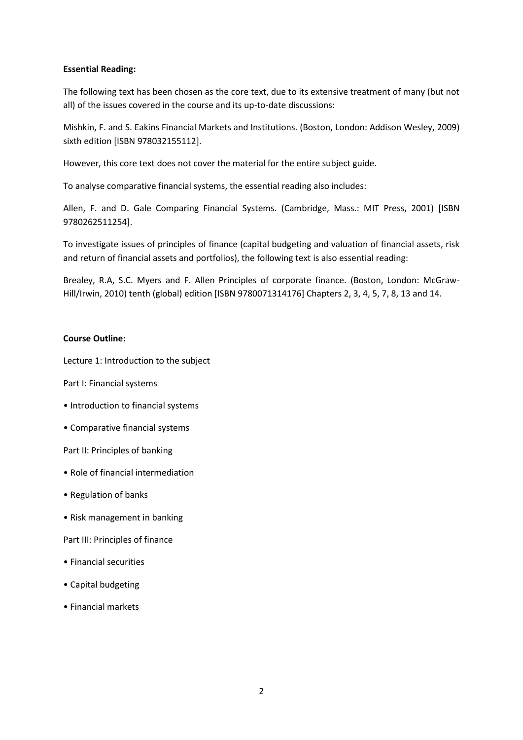**Essential Reading:**

The following text has been chosen as the core text, due to its extensive treatment of many (but not all) of the issues covered in the course and its up-to-date discussions:

Mishkin, F. and S. Eakins Financial Markets and Institutions. (Boston, London: Addison Wesley, 2009) sixth edition [ISBN 978032155112].

However, this core text does not cover the material for the entire subject guide.

To analyse comparative financial systems, the essential reading also includes:

Allen, F. and D. Gale Comparing Financial Systems. (Cambridge, Mass.: MIT Press, 2001) [ISBN 9780262511254].

To investigate issues of principles of finance (capital budgeting and valuation of financial assets, risk and return of financial assets and portfolios), the following text is also essential reading:

Brealey, R.A, S.C. Myers and F. Allen Principles of corporate finance. (Boston, London: McGraw-Hill/Irwin, 2010) tenth (global) edition [ISBN 9780071314176] Chapters 2, 3, 4, 5, 7, 8, 13 and 14.

**Course Outline:**

Lecture 1: Introduction to the subject

Part I: Financial systems

- Introduction to financial systems
- Comparative financial systems

Part II: Principles of banking

- Role of financial intermediation
- Regulation of banks
- Risk management in banking

Part III: Principles of finance

- Financial securities
- Capital budgeting
- Financial markets